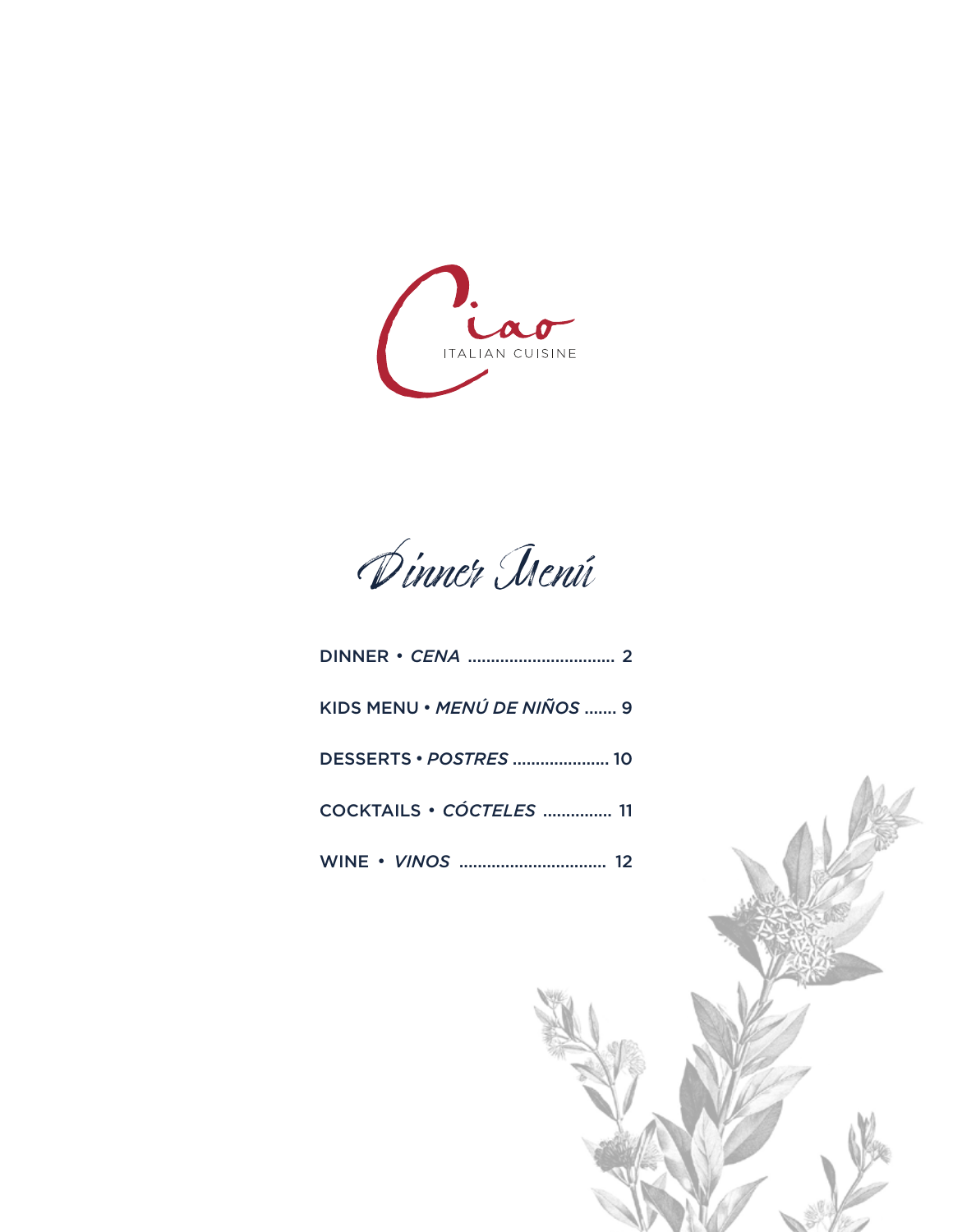# Ciao

ITALIAN CUISINE

## Dinner Menú

DINNER • *CENA* ................................ 2

KIDS MENU • *MENÚ DE NIÑOS* ....... 9

DESSERTS • *POSTRES* ..................... 10

COCKTAILS • *CÓCTELES* ............... 11

WINE • *VINOS* ................................ 12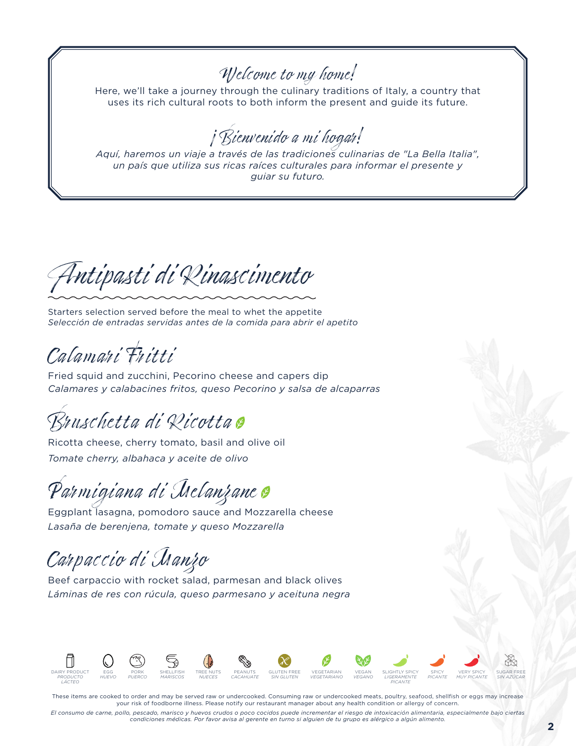## Welcome to my home!

Here, we'll take a journey through the culinary traditions of Italy, a country that uses its rich cultural roots to both inform the present and guide its future.

## ¡Bienvenido a mi hogar!

*Aquí, haremos un viaje a través de las tradiciones culinarias de "La Bella Italia", un país que utiliza sus ricas raíces culturales para informar el presente y guiar su futuro.*

# Antipasti di Rinascimento

Starters selection served before the meal to whet the appetite
*Selección de entradas servidas antes de la comida para abrir el apetito*

## Calamari Fritti

Fried squid and zucchini, Pecorino cheese and capers dip
*Calamares y calabacines fritos, queso Pecorino y salsa de alcaparras*

## Bruschetta di Ricotta (Vegetarian)

Ricotta cheese, cherry tomato, basil and olive oil
*Tomate cherry, albahaca y aceite de olivo*

## Parmigiana di Melanzane (Vegetarian)

Eggplant lasagna, pomodoro sauce and Mozzarella cheese
*Lasaña de berenjena, tomate y queso Mozzarella*

## Carpaccio di Manzo

Beef carpaccio with rocket salad, parmesan and black olives
*Láminas de res con rúcula, queso parmesano y aceituna negra*

DAIRY PRODUCT / *PRODUCTO LÁCTEO* · EGG / *HUEVO* · PORK / *PUERCO* · SHELLFISH / *MARISCOS* · TREE NUTS / *NUECES* · PEANUTS / *CACAHUATE* · GLUTEN FREE / *SIN GLUTEN* · VEGETARIAN / *VEGETARIANO* · VEGAN / *VEGANO* · SLIGHTLY SPICY / *LIGERAMENTE PICANTE* · SPICY / *PICANTE* · VERY SPICY / *MUY PICANTE* · SUGAR FREE / *SIN AZÚCAR*

These items are cooked to order and may be served raw or undercooked. Consuming raw or undercooked meats, poultry, seafood, shellfish or eggs may increase your risk of foodborne illness. Please notify our restaurant manager about any health condition or allergy of concern.

*El consumo de carne, pollo, pescado, marisco y huevos crudos o poco cocidos puede incrementar el riesgo de intoxicación alimentaria, especialmente bajo ciertas condiciones médicas. Por favor avisa al gerente en turno si alguien de tu grupo es alérgico a algún alimento.*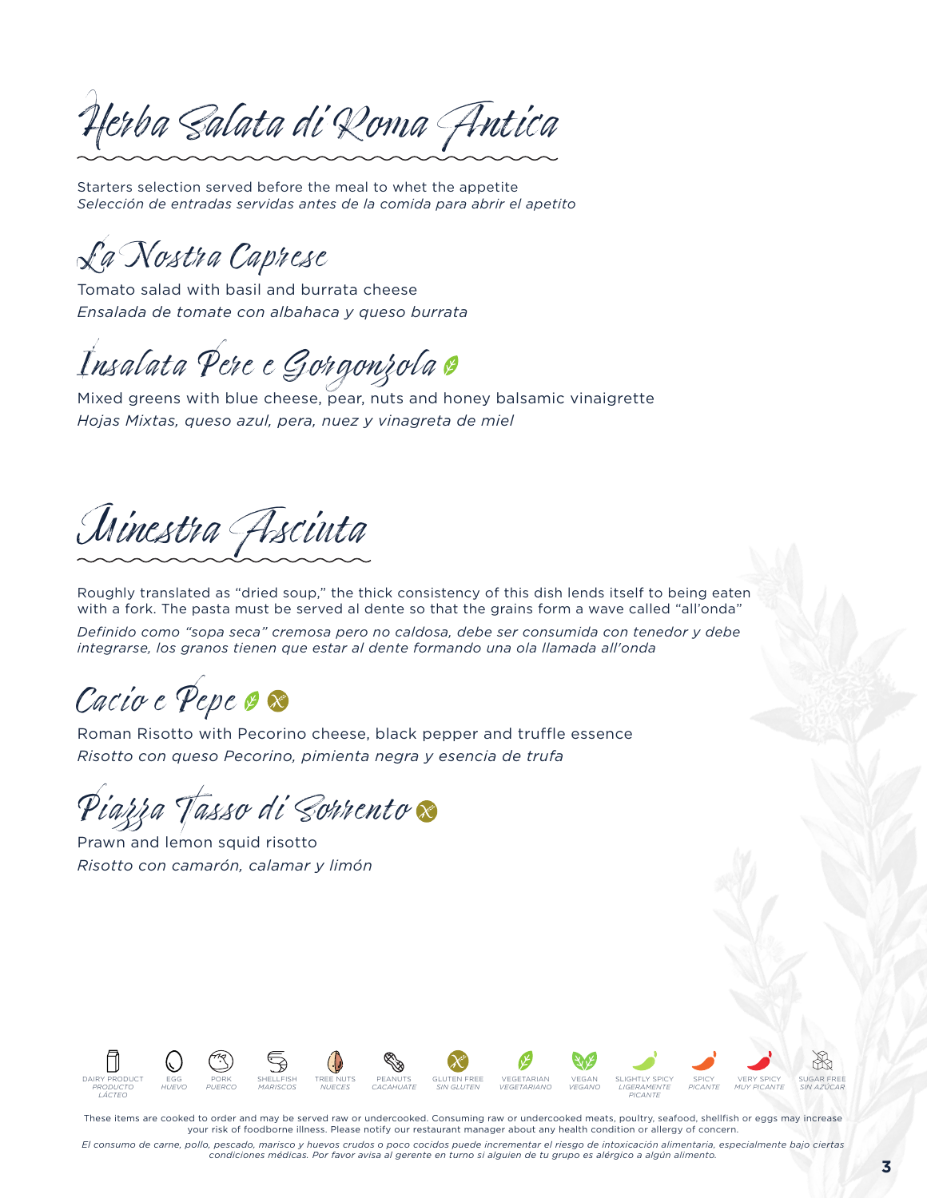# Herba Salata di Roma Antica

Starters selection served before the meal to whet the appetite
*Selección de entradas servidas antes de la comida para abrir el apetito*

## La Nostra Caprese

Tomato salad with basil and burrata cheese
*Ensalada de tomate con albahaca y queso burrata*

## Insalata Pere e Gorgonzola

Mixed greens with blue cheese, pear, nuts and honey balsamic vinaigrette
*Hojas Mixtas, queso azul, pera, nuez y vinagreta de miel*

# Minestra Asciuta

Roughly translated as "dried soup," the thick consistency of this dish lends itself to being eaten with a fork. The pasta must be served al dente so that the grains form a wave called "all'onda"

*Definido como "sopa seca" cremosa pero no caldosa, debe ser consumida con tenedor y debe integrarse, los granos tienen que estar al dente formando una ola llamada all'onda*

## Cacio e Pepe

Roman Risotto with Pecorino cheese, black pepper and truffle essence
*Risotto con queso Pecorino, pimienta negra y esencia de trufa*

## Piazza Tasso di Sorrento

Prawn and lemon squid risotto
*Risotto con camarón, calamar y limón*

DAIRY PRODUCT *PRODUCTO LÁCTEO* · EGG *HUEVO* · PORK *PUERCO* · SHELLFISH *MARISCOS* · TREE NUTS *NUECES* · PEANUTS *CACAHUATE* · GLUTEN FREE *SIN GLUTEN* · VEGETARIAN *VEGETARIANO* · VEGAN *VEGANO* · SLIGHTLY SPICY *LIGERAMENTE PICANTE* · SPICY *PICANTE* · VERY SPICY *MUY PICANTE* · SUGAR FREE *SIN AZÚCAR*

These items are cooked to order and may be served raw or undercooked. Consuming raw or undercooked meats, poultry, seafood, shellfish or eggs may increase your risk of foodborne illness. Please notify our restaurant manager about any health condition or allergy of concern.

*El consumo de carne, pollo, pescado, marisco y huevos crudos o poco cocidos puede incrementar el riesgo de intoxicación alimentaria, especialmente bajo ciertas condiciones médicas. Por favor avisa al gerente en turno si alguien de tu grupo es alérgico a algún alimento.*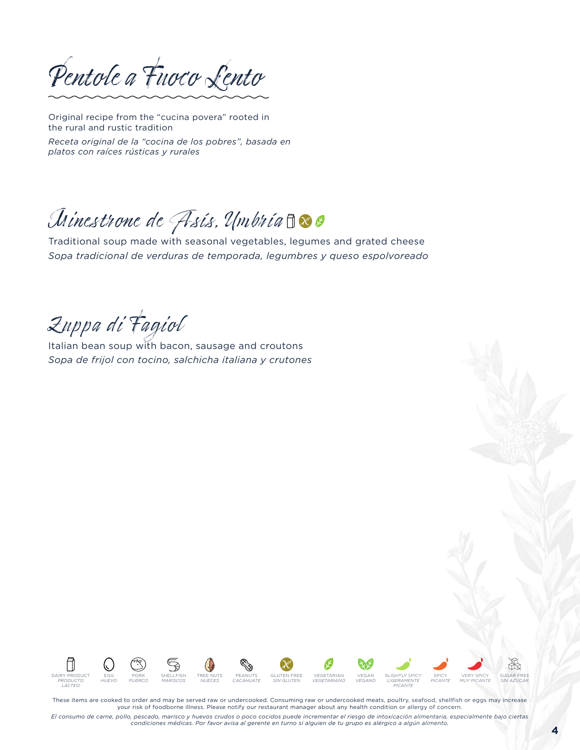# Pentole a Fuoco Lento

Original recipe from the "cucina povera" rooted in the rural and rustic tradition

*Receta original de la "cocina de los pobres", basada en platos con raíces rústicas y rurales*

## Minestrone de Asís, Umbría

Traditional soup made with seasonal vegetables, legumes and grated cheese

*Sopa tradicional de verduras de temporada, legumbres y queso espolvoreado*

## Zuppa di Fagiol

Italian bean soup with bacon, sausage and croutons

*Sopa de frijol con tocino, salchicha italiana y crutones*

DAIRY PRODUCT *PRODUCTO LÁCTEO* | EGG *HUEVO* | PORK *PUERCO* | SHELLFISH *MARISCOS* | TREE NUTS *NUECES* | PEANUTS *CACAHUATE* | GLUTEN FREE *SIN GLUTEN* | VEGETARIAN *VEGETARIANO* | VEGAN *VEGANO* | SLIGHTLY SPICY *LIGERAMENTE PICANTE* | SPICY *PICANTE* | VERY SPICY *MUY PICANTE* | SUGAR FREE *SIN AZÚCAR*

These items are cooked to order and may be served raw or undercooked. Consuming raw or undercooked meats, poultry, seafood, shellfish or eggs may increase your risk of foodborne illness. Please notify our restaurant manager about any health condition or allergy of concern.

*El consumo de carne, pollo, pescado, marisco y huevos crudos o poco cocidos puede incrementar el riesgo de intoxicación alimentaria, especialmente bajo ciertas condiciones médicas. Por favor avisa al gerente en turno si alguien de tu grupo es alérgico a algún alimento.*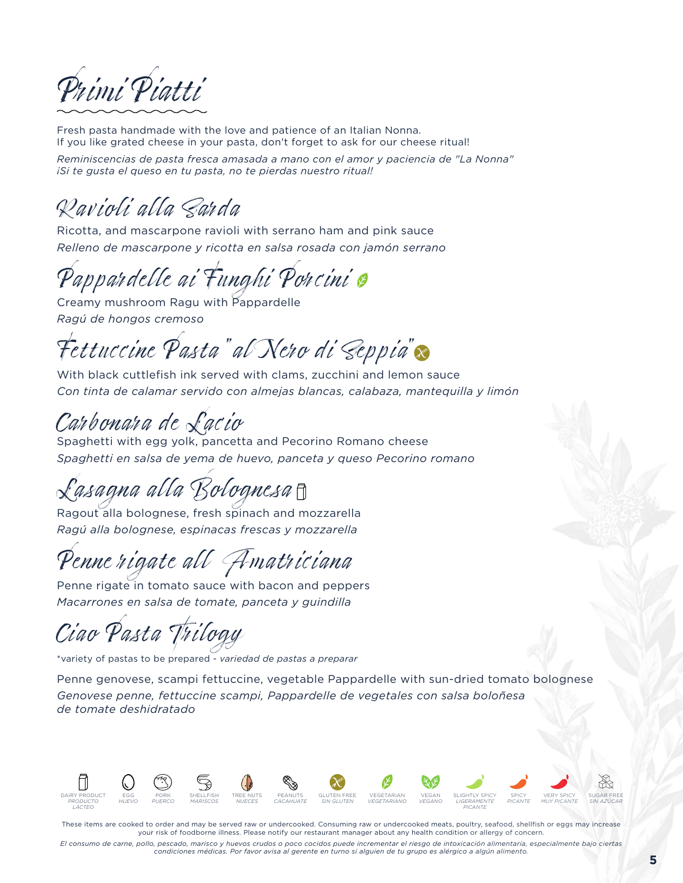# Primi Piatti

Fresh pasta handmade with the love and patience of an Italian Nonna.
If you like grated cheese in your pasta, don't forget to ask for our cheese ritual!

*Reminiscencias de pasta fresca amasada a mano con el amor y paciencia de "La Nonna"*
*¡Si te gusta el queso en tu pasta, no te pierdas nuestro ritual!*

## Ravioli alla Sarda

Ricotta, and mascarpone ravioli with serrano ham and pink sauce
*Relleno de mascarpone y ricotta en salsa rosada con jamón serrano*

## Pappardelle ai Funghi Porcini (Vegetarian)

Creamy mushroom Ragu with Pappardelle
*Ragú de hongos cremoso*

## Fettuccine Pasta "al Nero di Seppia" (Gluten Free)

With black cuttlefish ink served with clams, zucchini and lemon sauce
*Con tinta de calamar servido con almejas blancas, calabaza, mantequilla y limón*

## Carbonara de Lacio

Spaghetti with egg yolk, pancetta and Pecorino Romano cheese
*Spaghetti en salsa de yema de huevo, panceta y queso Pecorino romano*

## Lasagna alla Bolognesa (Dairy Product)

Ragout alla bolognese, fresh spinach and mozzarella
*Ragú alla bolognese, espinacas frescas y mozzarella*

## Penne rigate all Amatriciana

Penne rigate in tomato sauce with bacon and peppers
*Macarrones en salsa de tomate, panceta y guindilla*

## Ciao Pasta Trilogy

*variety of pastas to be prepared - *variedad de pastas a preparar*

Penne genovese, scampi fettuccine, vegetable Pappardelle with sun-dried tomato bolognese
*Genovese penne, fettuccine scampi, Pappardelle de vegetales con salsa boloñesa de tomate deshidratado*

DAIRY PRODUCT *PRODUCTO LÁCTEO* | EGG *HUEVO* | PORK *PUERCO* | SHELLFISH *MARISCOS* | TREE NUTS *NUECES* | PEANUTS *CACAHUATE* | GLUTEN FREE *SIN GLUTEN* | VEGETARIAN *VEGETARIANO* | VEGAN *VEGANO* | SLIGHTLY SPICY *LIGERAMENTE PICANTE* | SPICY *PICANTE* | VERY SPICY *MUY PICANTE* | SUGAR FREE *SIN AZÚCAR*

These items are cooked to order and may be served raw or undercooked. Consuming raw or undercooked meats, poultry, seafood, shellfish or eggs may increase your risk of foodborne illness. Please notify our restaurant manager about any health condition or allergy of concern.

*El consumo de carne, pollo, pescado, marisco y huevos crudos o poco cocidos puede incrementar el riesgo de intoxicación alimentaria, especialmente bajo ciertas condiciones médicas. Por favor avisa al gerente en turno si alguien de tu grupo es alérgico a algún alimento.*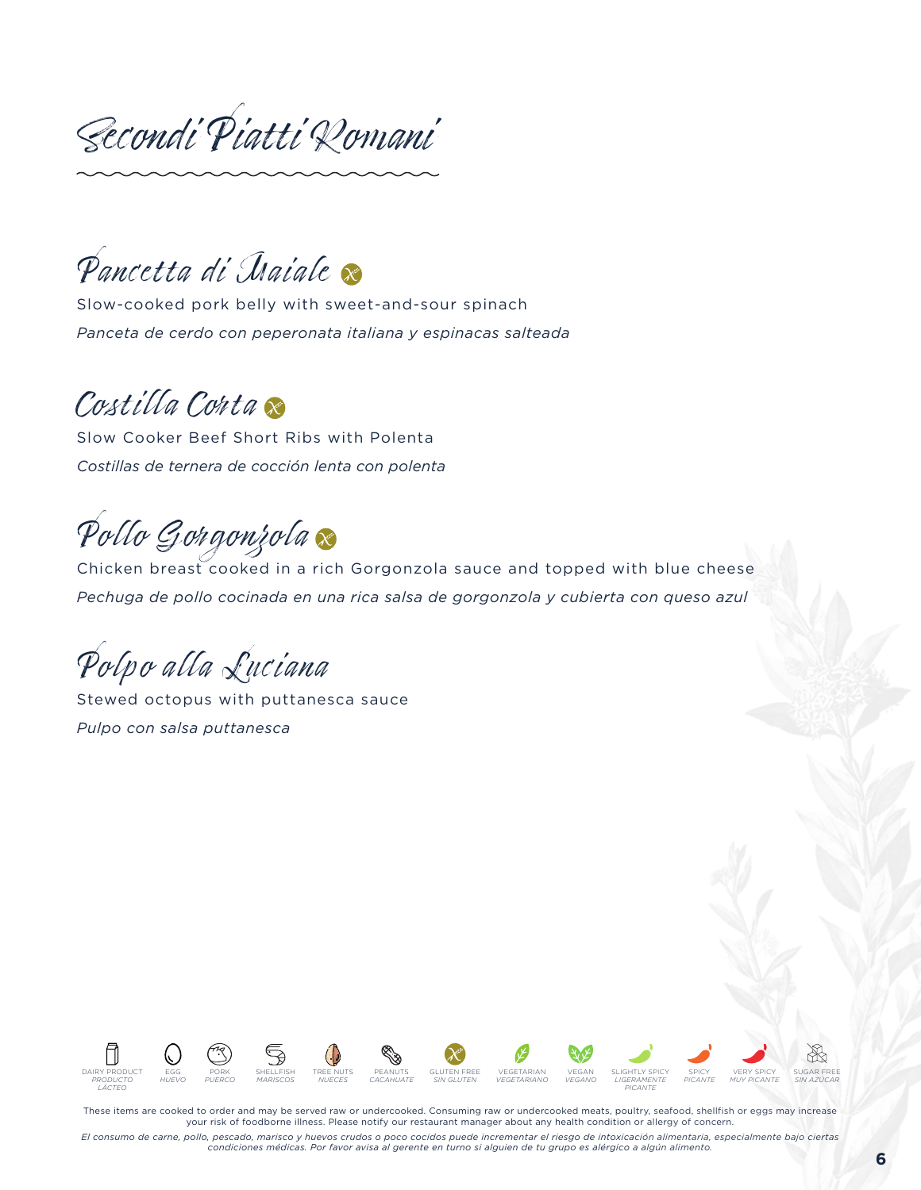# Secondi Piatti Romani

## Pancetta di Maiale

Slow-cooked pork belly with sweet-and-sour spinach

*Panceta de cerdo con peperonata italiana y espinacas salteada*

## Costilla Corta

Slow Cooker Beef Short Ribs with Polenta

*Costillas de ternera de cocción lenta con polenta*

## Pollo Gorgonzola

Chicken breast cooked in a rich Gorgonzola sauce and topped with blue cheese

*Pechuga de pollo cocinada en una rica salsa de gorgonzola y cubierta con queso azul*

## Polpo alla Luciana

Stewed octopus with puttanesca sauce

*Pulpo con salsa puttanesca*

DAIRY PRODUCT *PRODUCTO LÁCTEO* | EGG *HUEVO* | PORK *PUERCO* | SHELLFISH *MARISCOS* | TREE NUTS *NUECES* | PEANUTS *CACAHUATE* | GLUTEN FREE *SIN GLUTEN* | VEGETARIAN *VEGETARIANO* | VEGAN *VEGANO* | SLIGHTLY SPICY *LIGERAMENTE PICANTE* | SPICY *PICANTE* | VERY SPICY *MUY PICANTE* | SUGAR FREE *SIN AZÚCAR*

These items are cooked to order and may be served raw or undercooked. Consuming raw or undercooked meats, poultry, seafood, shellfish or eggs may increase your risk of foodborne illness. Please notify our restaurant manager about any health condition or allergy of concern.

*El consumo de carne, pollo, pescado, marisco y huevos crudos o poco cocidos puede incrementar el riesgo de intoxicación alimentaria, especialmente bajo ciertas condiciones médicas. Por favor avisa al gerente en turno si alguien de tu grupo es alérgico a algún alimento.*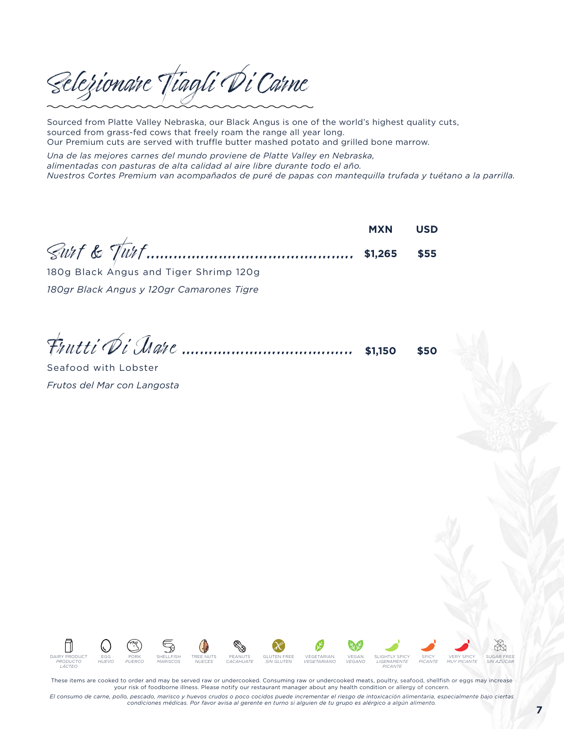# Selezionare Tiagli Di Carne

Sourced from Platte Valley Nebraska, our Black Angus is one of the world's highest quality cuts, sourced from grass-fed cows that freely roam the range all year long.
Our Premium cuts are served with truffle butter mashed potato and grilled bone marrow.

*Una de las mejores carnes del mundo proviene de Platte Valley en Nebraska, alimentadas con pasturas de alta calidad al aire libre durante todo el año.*
*Nuestros Cortes Premium van acompañados de puré de papas con mantequilla trufada y tuétano a la parrilla.*

| | MXN | USD |
|---|---|---|
| **Surf & Turf** | **$1,265** | **$55** |
| **Frutti Di Mare** | **$1,150** | **$50** |

## Surf & Turf

180g Black Angus and Tiger Shrimp 120g

*180gr Black Angus y 120gr Camarones Tigre*

## Frutti Di Mare

Seafood with Lobster

*Frutos del Mar con Langosta*

DAIRY PRODUCT *PRODUCTO LÁCTEO* | EGG *HUEVO* | PORK *PUERCO* | SHELLFISH *MARISCOS* | TREE NUTS *NUECES* | PEANUTS *CACAHUATE* | GLUTEN FREE *SIN GLUTEN* | VEGETARIAN *VEGETARIANO* | VEGAN *VEGANO* | SLIGHTLY SPICY *LIGERAMENTE PICANTE* | SPICY *PICANTE* | VERY SPICY *MUY PICANTE* | SUGAR FREE *SIN AZÚCAR*

These items are cooked to order and may be served raw or undercooked. Consuming raw or undercooked meats, poultry, seafood, shellfish or eggs may increase your risk of foodborne illness. Please notify our restaurant manager about any health condition or allergy of concern.

*El consumo de carne, pollo, pescado, marisco y huevos crudos o poco cocidos puede incrementar el riesgo de intoxicación alimentaria, especialmente bajo ciertas condiciones médicas. Por favor avisa al gerente en turno si alguien de tu grupo es alérgico a algún alimento.*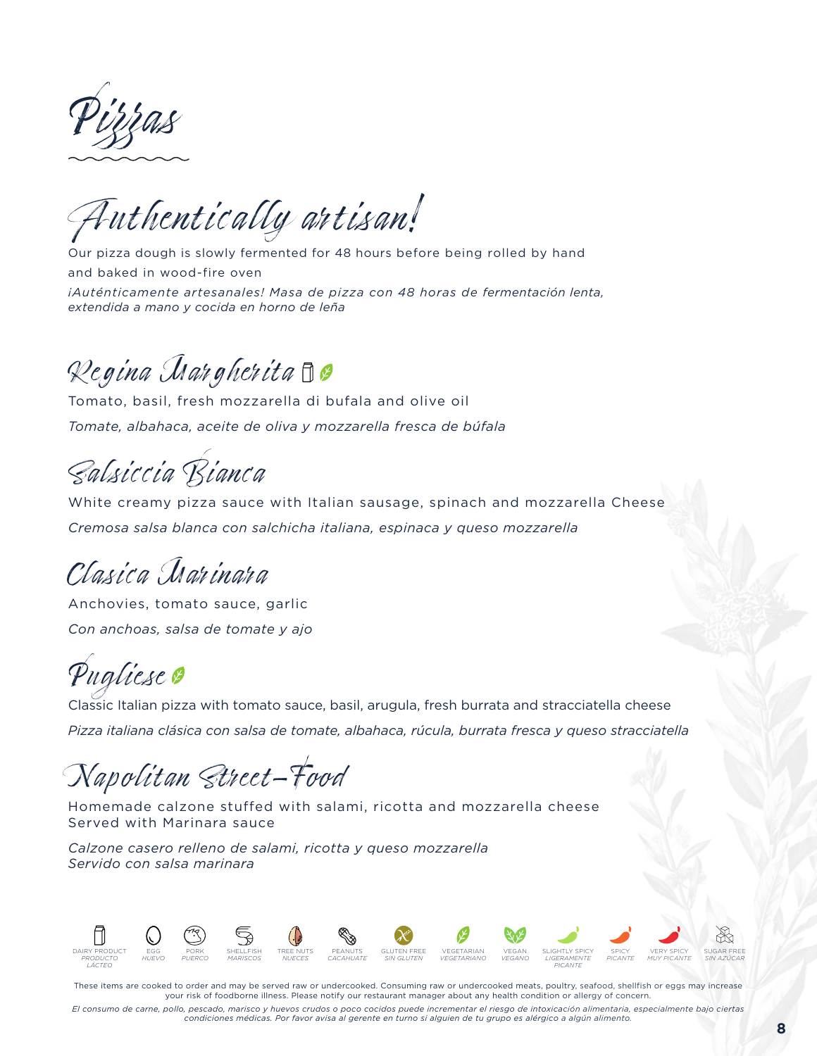# Pizzas

## Authentically artisan!

Our pizza dough is slowly fermented for 48 hours before being rolled by hand and baked in wood-fire oven

*¡Auténticamente artesanales! Masa de pizza con 48 horas de fermentación lenta, extendida a mano y cocida en horno de leña*

### Regina Margherita

Tomato, basil, fresh mozzarella di bufala and olive oil

*Tomate, albahaca, aceite de oliva y mozzarella fresca de búfala*

### Salsiccia Bianca

White creamy pizza sauce with Italian sausage, spinach and mozzarella Cheese

*Cremosa salsa blanca con salchicha italiana, espinaca y queso mozzarella*

### Clasica Marinara

Anchovies, tomato sauce, garlic

*Con anchoas, salsa de tomate y ajo*

### Pugliese

Classic Italian pizza with tomato sauce, basil, arugula, fresh burrata and stracciatella cheese

*Pizza italiana clásica con salsa de tomate, albahaca, rúcula, burrata fresca y queso stracciatella*

### Napolitan Street-Food

Homemade calzone stuffed with salami, ricotta and mozzarella cheese
Served with Marinara sauce

*Calzone casero relleno de salami, ricotta y queso mozzarella*
*Servido con salsa marinara*

DAIRY PRODUCT *PRODUCTO LÁCTEO* · EGG *HUEVO* · PORK *PUERCO* · SHELLFISH *MARISCOS* · TREE NUTS *NUECES* · PEANUTS *CACAHUATE* · GLUTEN FREE *SIN GLUTEN* · VEGETARIAN *VEGETARIANO* · VEGAN *VEGANO* · SLIGHTLY SPICY *LIGERAMENTE PICANTE* · SPICY *PICANTE* · VERY SPICY *MUY PICANTE* · SUGAR FREE *SIN AZÚCAR*

These items are cooked to order and may be served raw or undercooked. Consuming raw or undercooked meats, poultry, seafood, shellfish or eggs may increase your risk of foodborne illness. Please notify our restaurant manager about any health condition or allergy of concern.

*El consumo de carne, pollo, pescado, marisco y huevos crudos o poco cocidos puede incrementar el riesgo de intoxicación alimentaria, especialmente bajo ciertas condiciones médicas. Por favor avisa al gerente en turno si alguien de tu grupo es alérgico a algún alimento.*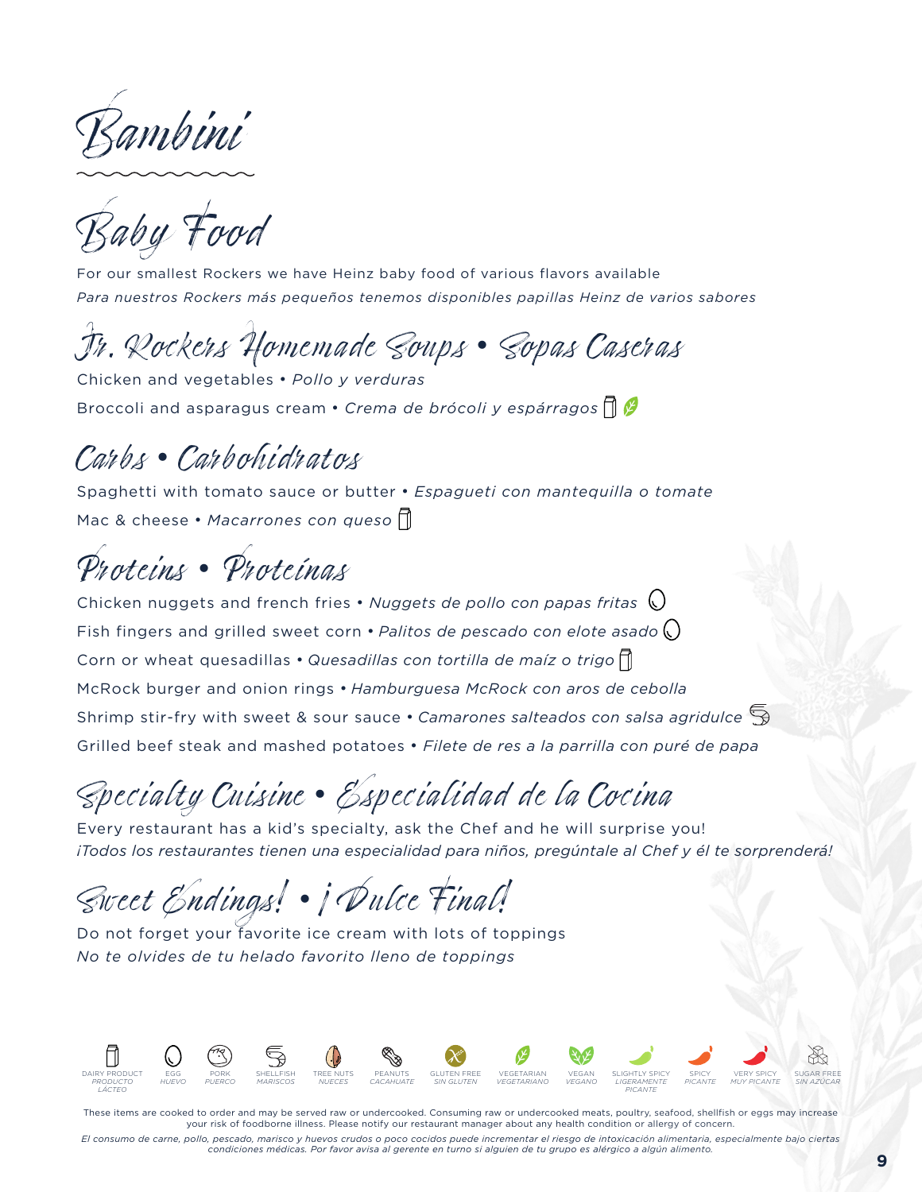# Bambini

## Baby Food

For our smallest Rockers we have Heinz baby food of various flavors available

*Para nuestros Rockers más pequeños tenemos disponibles papillas Heinz de varios sabores*

## Jr. Rockers Homemade Soups • Sopas Caseras

Chicken and vegetables • *Pollo y verduras*

Broccoli and asparagus cream • *Crema de brócoli y espárragos* (Dairy product, Vegetarian)

## Carbs • Carbohidratos

Spaghetti with tomato sauce or butter • *Espagueti con mantequilla o tomate*

Mac & cheese • *Macarrones con queso* (Dairy product)

## Proteins • Proteínas

Chicken nuggets and french fries • *Nuggets de pollo con papas fritas* (Egg)

Fish fingers and grilled sweet corn • *Palitos de pescado con elote asado* (Egg)

Corn or wheat quesadillas • *Quesadillas con tortilla de maíz o trigo* (Dairy product)

McRock burger and onion rings • *Hamburguesa McRock con aros de cebolla*

Shrimp stir-fry with sweet & sour sauce • *Camarones salteados con salsa agridulce* (Shellfish)

Grilled beef steak and mashed potatoes • *Filete de res a la parrilla con puré de papa*

## Specialty Cuisine • Especialidad de la Cocina

Every restaurant has a kid's specialty, ask the Chef and he will surprise you!

*¡Todos los restaurantes tienen una especialidad para niños, pregúntale al Chef y él te sorprenderá!*

## Sweet Endings! • ¡Dulce Final!

Do not forget your favorite ice cream with lots of toppings

*No te olvides de tu helado favorito lleno de toppings*

DAIRY PRODUCT *PRODUCTO LÁCTEO* · EGG *HUEVO* · PORK *PUERCO* · SHELLFISH *MARISCOS* · TREE NUTS *NUECES* · PEANUTS *CACAHUATE* · GLUTEN FREE *SIN GLUTEN* · VEGETARIAN *VEGETARIANO* · VEGAN *VEGANO* · SLIGHTLY SPICY *LIGERAMENTE PICANTE* · SPICY *PICANTE* · VERY SPICY *MUY PICANTE* · SUGAR FREE *SIN AZÚCAR*

These items are cooked to order and may be served raw or undercooked. Consuming raw or undercooked meats, poultry, seafood, shellfish or eggs may increase your risk of foodborne illness. Please notify our restaurant manager about any health condition or allergy of concern.

*El consumo de carne, pollo, pescado, marisco y huevos crudos o poco cocidos puede incrementar el riesgo de intoxicación alimentaria, especialmente bajo ciertas condiciones médicas. Por favor avisa al gerente en turno si alguien de tu grupo es alérgico a algún alimento.*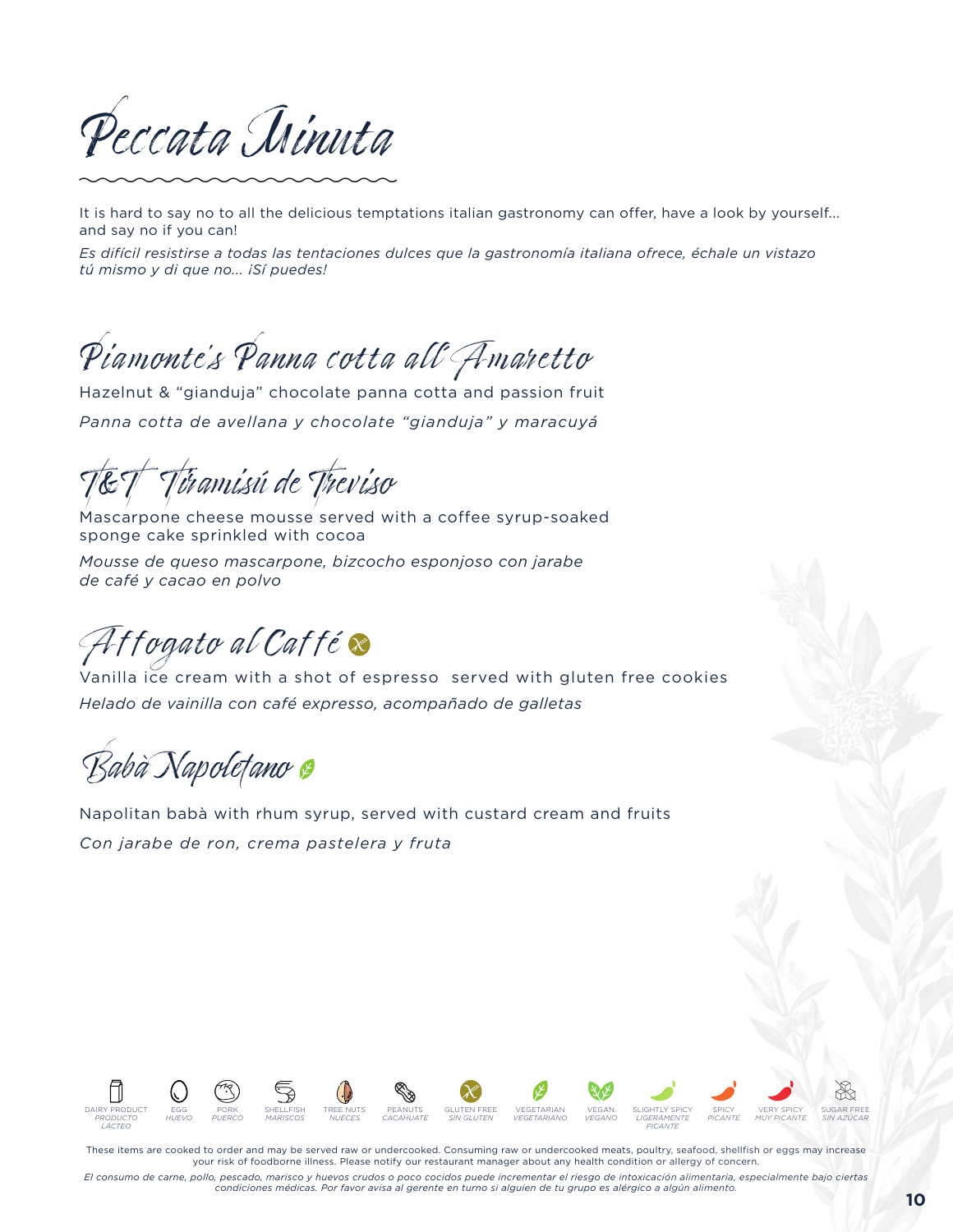# Peccata Minuta

It is hard to say no to all the delicious temptations italian gastronomy can offer, have a look by yourself... and say no if you can!

*Es difícil resistirse a todas las tentaciones dulces que la gastronomía italiana ofrece, échale un vistazo tú mismo y di que no... ¡Sí puedes!*

## Piamonte's Panna cotta all'Amaretto

Hazelnut & "gianduja" chocolate panna cotta and passion fruit

*Panna cotta de avellana y chocolate "gianduja" y maracuyá*

## T&T Tiramisú de Treviso

Mascarpone cheese mousse served with a coffee syrup-soaked sponge cake sprinkled with cocoa

*Mousse de queso mascarpone, bizcocho esponjoso con jarabe de café y cacao en polvo*

## Affogato al Caffé (Gluten Free)

Vanilla ice cream with a shot of espresso  served with gluten free cookies

*Helado de vainilla con café expresso, acompañado de galletas*

## Babà Napoletano (Vegetarian)

Napolitan babà with rhum syrup, served with custard cream and fruits

*Con jarabe de ron, crema pastelera y fruta*

DAIRY PRODUCT *PRODUCTO LÁCTEO* · EGG *HUEVO* · PORK *PUERCO* · SHELLFISH *MARISCOS* · TREE NUTS *NUECES* · PEANUTS *CACAHUATE* · GLUTEN FREE *SIN GLUTEN* · VEGETARIAN *VEGETARIANO* · VEGAN *VEGANO* · SLIGHTLY SPICY *LIGERAMENTE PICANTE* · SPICY *PICANTE* · VERY SPICY *MUY PICANTE* · SUGAR FREE *SIN AZÚCAR*

These items are cooked to order and may be served raw or undercooked. Consuming raw or undercooked meats, poultry, seafood, shellfish or eggs may increase your risk of foodborne illness. Please notify our restaurant manager about any health condition or allergy of concern.

*El consumo de carne, pollo, pescado, marisco y huevos crudos o poco cocidos puede incrementar el riesgo de intoxicación alimentaria, especialmente bajo ciertas condiciones médicas. Por favor avisa al gerente en turno si alguien de tu grupo es alérgico a algún alimento.*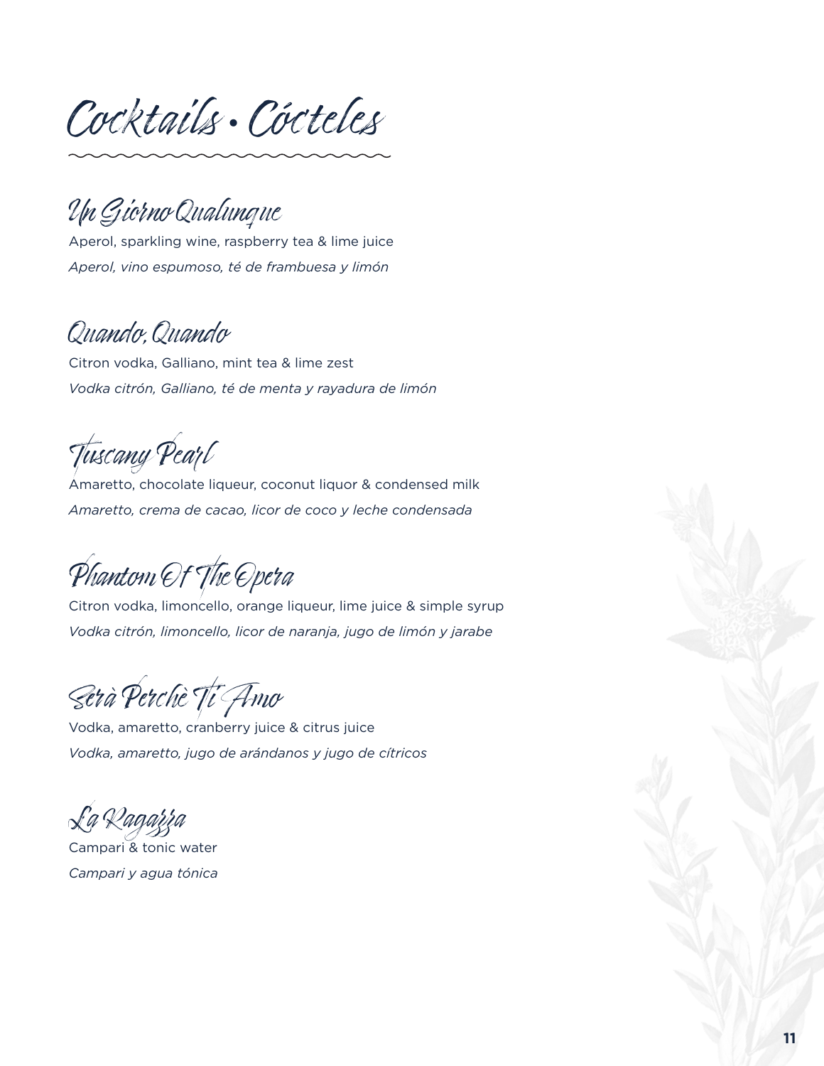# Cocktails • Cócteles

## Un Giorno Qualunque

Aperol, sparkling wine, raspberry tea & lime juice

*Aperol, vino espumoso, té de frambuesa y limón*

## Quando, Quando

Citron vodka, Galliano, mint tea & lime zest

*Vodka citrón, Galliano, té de menta y rayadura de limón*

## Tuscany Pearl

Amaretto, chocolate liqueur, coconut liquor & condensed milk

*Amaretto, crema de cacao, licor de coco y leche condensada*

## Phantom Of The Opera

Citron vodka, limoncello, orange liqueur, lime juice & simple syrup

*Vodka citrón, limoncello, licor de naranja, jugo de limón y jarabe*

## Serà Perchè Ti Amo

Vodka, amaretto, cranberry juice & citrus juice

*Vodka, amaretto, jugo de arándanos y jugo de cítricos*

## La Ragazza

Campari & tonic water

*Campari y agua tónica*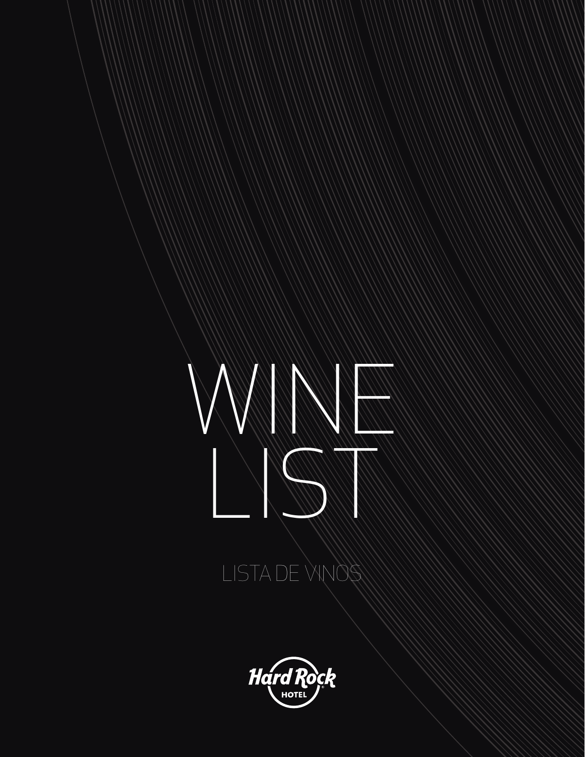# WINE LIST

LISTA DE VINOS

Hard Rock HOTEL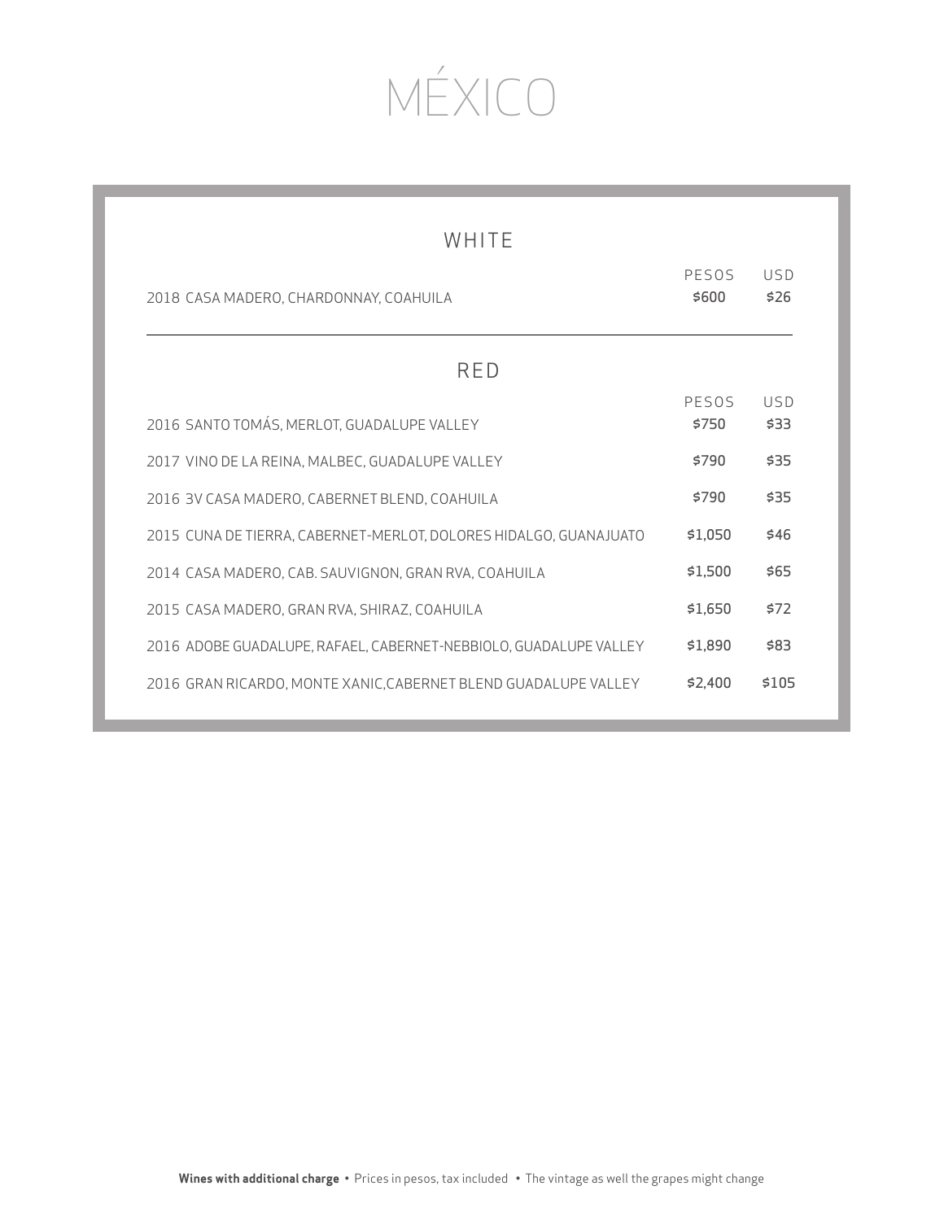# MÉXICO

## WHITE

| | PESOS | USD |
|---|---|---|
| 2018 CASA MADERO, CHARDONNAY, COAHUILA | $600 | $26 |

## RED

| | PESOS | USD |
|---|---|---|
| 2016 SANTO TOMÁS, MERLOT, GUADALUPE VALLEY | $750 | $33 |
| 2017 VINO DE LA REINA, MALBEC, GUADALUPE VALLEY | $790 | $35 |
| 2016 3V CASA MADERO, CABERNET BLEND, COAHUILA | $790 | $35 |
| 2015 CUNA DE TIERRA, CABERNET-MERLOT, DOLORES HIDALGO, GUANAJUATO | $1,050 | $46 |
| 2014 CASA MADERO, CAB. SAUVIGNON, GRAN RVA, COAHUILA | $1,500 | $65 |
| 2015 CASA MADERO, GRAN RVA, SHIRAZ, COAHUILA | $1,650 | $72 |
| 2016 ADOBE GUADALUPE, RAFAEL, CABERNET-NEBBIOLO, GUADALUPE VALLEY | $1,890 | $83 |
| 2016 GRAN RICARDO, MONTE XANIC,CABERNET BLEND GUADALUPE VALLEY | $2,400 | $105 |

**Wines with additional charge** • Prices in pesos, tax included • The vintage as well the grapes might change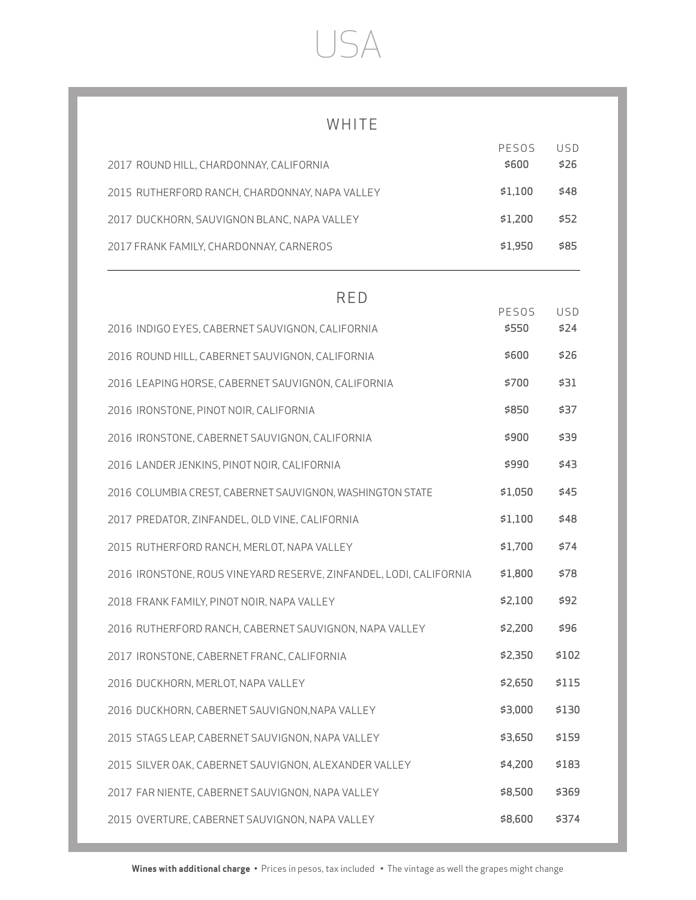# USA

## WHITE

| | PESOS | USD |
|---|---|---|
| 2017 ROUND HILL, CHARDONNAY, CALIFORNIA | $600 | $26 |
| 2015 RUTHERFORD RANCH, CHARDONNAY, NAPA VALLEY | $1,100 | $48 |
| 2017 DUCKHORN, SAUVIGNON BLANC, NAPA VALLEY | $1,200 | $52 |
| 2017 FRANK FAMILY, CHARDONNAY, CARNEROS | $1,950 | $85 |

## RED

| | PESOS | USD |
|---|---|---|
| 2016 INDIGO EYES, CABERNET SAUVIGNON, CALIFORNIA | $550 | $24 |
| 2016 ROUND HILL, CABERNET SAUVIGNON, CALIFORNIA | $600 | $26 |
| 2016 LEAPING HORSE, CABERNET SAUVIGNON, CALIFORNIA | $700 | $31 |
| 2016 IRONSTONE, PINOT NOIR, CALIFORNIA | $850 | $37 |
| 2016 IRONSTONE, CABERNET SAUVIGNON, CALIFORNIA | $900 | $39 |
| 2016 LANDER JENKINS, PINOT NOIR, CALIFORNIA | $990 | $43 |
| 2016 COLUMBIA CREST, CABERNET SAUVIGNON, WASHINGTON STATE | $1,050 | $45 |
| 2017 PREDATOR, ZINFANDEL, OLD VINE, CALIFORNIA | $1,100 | $48 |
| 2015 RUTHERFORD RANCH, MERLOT, NAPA VALLEY | $1,700 | $74 |
| 2016 IRONSTONE, ROUS VINEYARD RESERVE, ZINFANDEL, LODI, CALIFORNIA | $1,800 | $78 |
| 2018 FRANK FAMILY, PINOT NOIR, NAPA VALLEY | $2,100 | $92 |
| 2016 RUTHERFORD RANCH, CABERNET SAUVIGNON, NAPA VALLEY | $2,200 | $96 |
| 2017 IRONSTONE, CABERNET FRANC, CALIFORNIA | $2,350 | $102 |
| 2016 DUCKHORN, MERLOT, NAPA VALLEY | $2,650 | $115 |
| 2016 DUCKHORN, CABERNET SAUVIGNON,NAPA VALLEY | $3,000 | $130 |
| 2015 STAGS LEAP, CABERNET SAUVIGNON, NAPA VALLEY | $3,650 | $159 |
| 2015 SILVER OAK, CABERNET SAUVIGNON, ALEXANDER VALLEY | $4,200 | $183 |
| 2017 FAR NIENTE, CABERNET SAUVIGNON, NAPA VALLEY | $8,500 | $369 |
| 2015 OVERTURE, CABERNET SAUVIGNON, NAPA VALLEY | $8,600 | $374 |

**Wines with additional charge** • Prices in pesos, tax included • The vintage as well the grapes might change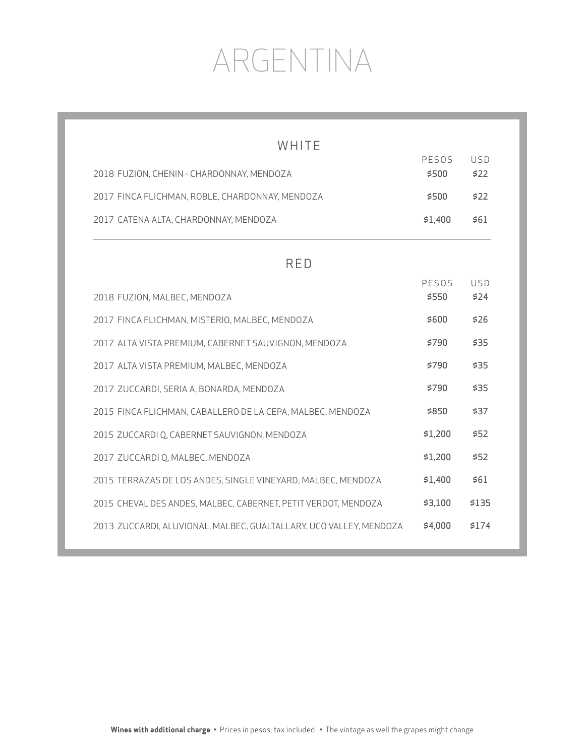# ARGENTINA

## WHITE

| | PESOS | USD |
|---|---|---|
| 2018 FUZION, CHENIN - CHARDONNAY, MENDOZA | $500 | $22 |
| 2017 FINCA FLICHMAN, ROBLE, CHARDONNAY, MENDOZA | $500 | $22 |
| 2017 CATENA ALTA, CHARDONNAY, MENDOZA | $1,400 | $61 |

## RED

| | PESOS | USD |
|---|---|---|
| 2018 FUZION, MALBEC, MENDOZA | $550 | $24 |
| 2017 FINCA FLICHMAN, MISTERIO, MALBEC, MENDOZA | $600 | $26 |
| 2017 ALTA VISTA PREMIUM, CABERNET SAUVIGNON, MENDOZA | $790 | $35 |
| 2017 ALTA VISTA PREMIUM, MALBEC, MENDOZA | $790 | $35 |
| 2017 ZUCCARDI, SERIA A, BONARDA, MENDOZA | $790 | $35 |
| 2015 FINCA FLICHMAN, CABALLERO DE LA CEPA, MALBEC, MENDOZA | $850 | $37 |
| 2015 ZUCCARDI Q, CABERNET SAUVIGNON, MENDOZA | $1,200 | $52 |
| 2017 ZUCCARDI Q, MALBEC, MENDOZA | $1,200 | $52 |
| 2015 TERRAZAS DE LOS ANDES, SINGLE VINEYARD, MALBEC, MENDOZA | $1,400 | $61 |
| 2015 CHEVAL DES ANDES, MALBEC, CABERNET, PETIT VERDOT, MENDOZA | $3,100 | $135 |
| 2013 ZUCCARDI, ALUVIONAL, MALBEC, GUALTALLARY, UCO VALLEY, MENDOZA | $4,000 | $174 |

**Wines with additional charge** • Prices in pesos, tax included • The vintage as well the grapes might change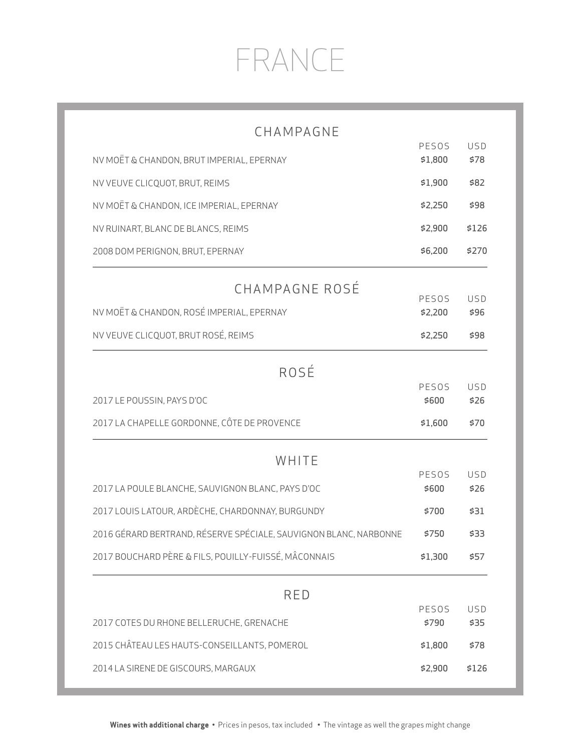# FRANCE

## CHAMPAGNE

| | PESOS | USD |
|---|---|---|
| NV MOËT & CHANDON, BRUT IMPERIAL, EPERNAY | $1,800 | $78 |
| NV VEUVE CLICQUOT, BRUT, REIMS | $1,900 | $82 |
| NV MOËT & CHANDON, ICE IMPERIAL, EPERNAY | $2,250 | $98 |
| NV RUINART, BLANC DE BLANCS, REIMS | $2,900 | $126 |
| 2008 DOM PERIGNON, BRUT, EPERNAY | $6,200 | $270 |

## CHAMPAGNE ROSÉ

| | PESOS | USD |
|---|---|---|
| NV MOËT & CHANDON, ROSÉ IMPERIAL, EPERNAY | $2,200 | $96 |
| NV VEUVE CLICQUOT, BRUT ROSÉ, REIMS | $2,250 | $98 |

## ROSÉ

| | PESOS | USD |
|---|---|---|
| 2017 LE POUSSIN, PAYS D'OC | $600 | $26 |
| 2017 LA CHAPELLE GORDONNE, CÔTE DE PROVENCE | $1,600 | $70 |

## WHITE

| | PESOS | USD |
|---|---|---|
| 2017 LA POULE BLANCHE, SAUVIGNON BLANC, PAYS D'OC | $600 | $26 |
| 2017 LOUIS LATOUR, ARDÈCHE, CHARDONNAY, BURGUNDY | $700 | $31 |
| 2016 GÉRARD BERTRAND, RÉSERVE SPÉCIALE, SAUVIGNON BLANC, NARBONNE | $750 | $33 |
| 2017 BOUCHARD PÈRE & FILS, POUILLY-FUISSÉ, MÂCONNAIS | $1,300 | $57 |

## RED

| | PESOS | USD |
|---|---|---|
| 2017 COTES DU RHONE BELLERUCHE, GRENACHE | $790 | $35 |
| 2015 CHÂTEAU LES HAUTS-CONSEILLANTS, POMEROL | $1,800 | $78 |
| 2014 LA SIRENE DE GISCOURS, MARGAUX | $2,900 | $126 |

**Wines with additional charge** • Prices in pesos, tax included • The vintage as well the grapes might change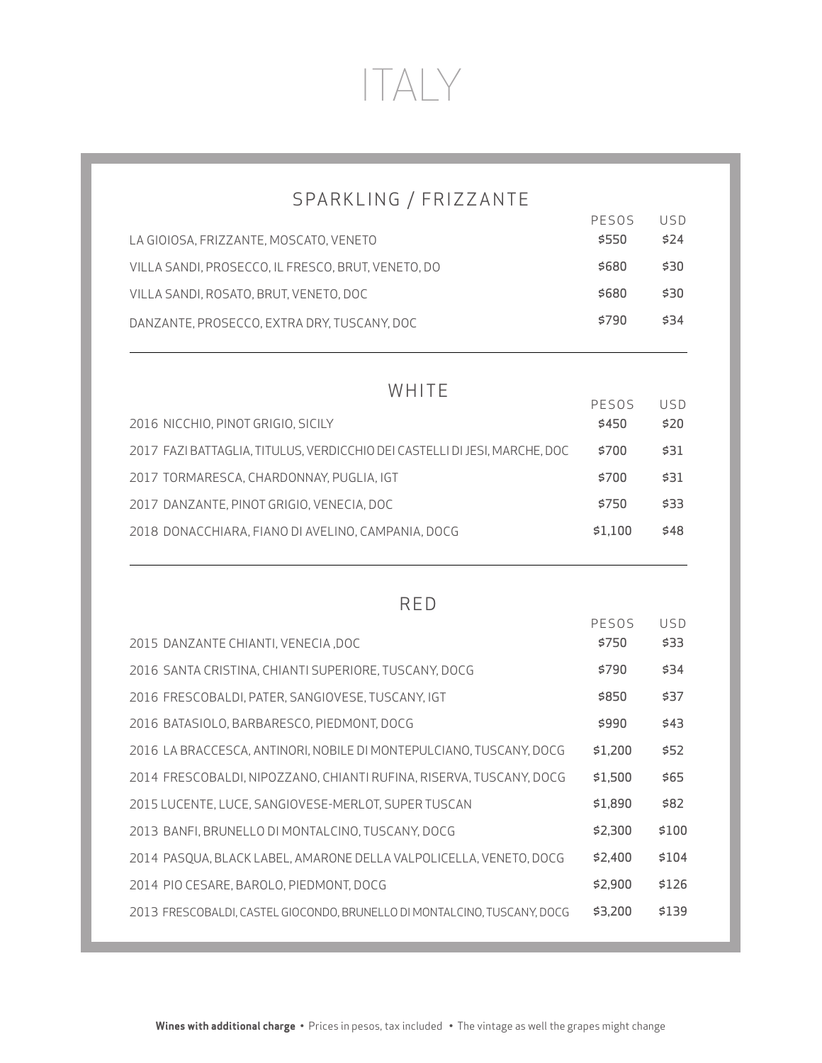# ITALY

## SPARKLING / FRIZZANTE

| | PESOS | USD |
|---|---|---|
| LA GIOIOSA, FRIZZANTE, MOSCATO, VENETO | $550 | $24 |
| VILLA SANDI, PROSECCO, IL FRESCO, BRUT, VENETO, DO | $680 | $30 |
| VILLA SANDI, ROSATO, BRUT, VENETO, DOC | $680 | $30 |
| DANZANTE, PROSECCO, EXTRA DRY, TUSCANY, DOC | $790 | $34 |

## WHITE

| | PESOS | USD |
|---|---|---|
| 2016 NICCHIO, PINOT GRIGIO, SICILY | $450 | $20 |
| 2017 FAZI BATTAGLIA, TITULUS, VERDICCHIO DEI CASTELLI DI JESI, MARCHE, DOC | $700 | $31 |
| 2017 TORMARESCA, CHARDONNAY, PUGLIA, IGT | $700 | $31 |
| 2017 DANZANTE, PINOT GRIGIO, VENECIA, DOC | $750 | $33 |
| 2018 DONACCHIARA, FIANO DI AVELINO, CAMPANIA, DOCG | $1,100 | $48 |

## RED

| | PESOS | USD |
|---|---|---|
| 2015 DANZANTE CHIANTI, VENECIA ,DOC | $750 | $33 |
| 2016 SANTA CRISTINA, CHIANTI SUPERIORE, TUSCANY, DOCG | $790 | $34 |
| 2016 FRESCOBALDI, PATER, SANGIOVESE, TUSCANY, IGT | $850 | $37 |
| 2016 BATASIOLO, BARBARESCO, PIEDMONT, DOCG | $990 | $43 |
| 2016 LA BRACCESCA, ANTINORI, NOBILE DI MONTEPULCIANO, TUSCANY, DOCG | $1,200 | $52 |
| 2014 FRESCOBALDI, NIPOZZANO, CHIANTI RUFINA, RISERVA, TUSCANY, DOCG | $1,500 | $65 |
| 2015 LUCENTE, LUCE, SANGIOVESE-MERLOT, SUPER TUSCAN | $1,890 | $82 |
| 2013 BANFI, BRUNELLO DI MONTALCINO, TUSCANY, DOCG | $2,300 | $100 |
| 2014 PASQUA, BLACK LABEL, AMARONE DELLA VALPOLICELLA, VENETO, DOCG | $2,400 | $104 |
| 2014 PIO CESARE, BAROLO, PIEDMONT, DOCG | $2,900 | $126 |
| 2013 FRESCOBALDI, CASTEL GIOCONDO, BRUNELLO DI MONTALCINO, TUSCANY, DOCG | $3,200 | $139 |

**Wines with additional charge** • Prices in pesos, tax included • The vintage as well the grapes might change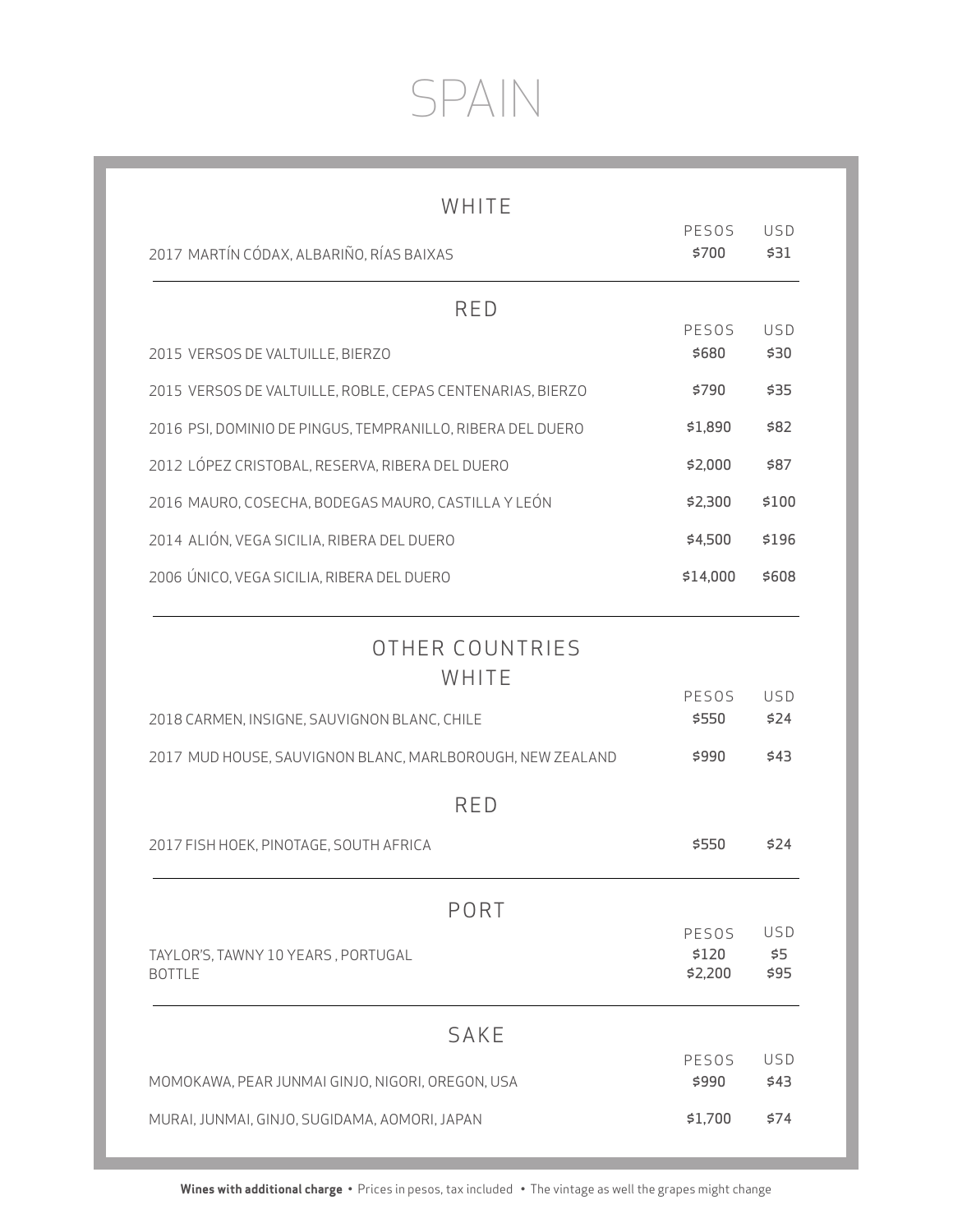# SPAIN

## WHITE

| | PESOS | USD |
|---|---|---|
| 2017 MARTÍN CÓDAX, ALBARIÑO, RÍAS BAIXAS | $700 | $31 |

## RED

| | PESOS | USD |
|---|---|---|
| 2015 VERSOS DE VALTUILLE, BIERZO | $680 | $30 |
| 2015 VERSOS DE VALTUILLE, ROBLE, CEPAS CENTENARIAS, BIERZO | $790 | $35 |
| 2016 PSI, DOMINIO DE PINGUS, TEMPRANILLO, RIBERA DEL DUERO | $1,890 | $82 |
| 2012 LÓPEZ CRISTOBAL, RESERVA, RIBERA DEL DUERO | $2,000 | $87 |
| 2016 MAURO, COSECHA, BODEGAS MAURO, CASTILLA Y LEÓN | $2,300 | $100 |
| 2014 ALIÓN, VEGA SICILIA, RIBERA DEL DUERO | $4,500 | $196 |
| 2006 ÚNICO, VEGA SICILIA, RIBERA DEL DUERO | $14,000 | $608 |

## OTHER COUNTRIES

### WHITE

| | PESOS | USD |
|---|---|---|
| 2018 CARMEN, INSIGNE, SAUVIGNON BLANC, CHILE | $550 | $24 |
| 2017 MUD HOUSE, SAUVIGNON BLANC, MARLBOROUGH, NEW ZEALAND | $990 | $43 |

### RED

| | PESOS | USD |
|---|---|---|
| 2017 FISH HOEK, PINOTAGE, SOUTH AFRICA | $550 | $24 |

## PORT

| | PESOS | USD |
|---|---|---|
| TAYLOR'S, TAWNY 10 YEARS , PORTUGAL | $120 | $5 |
| BOTTLE | $2,200 | $95 |

## SAKE

| | PESOS | USD |
|---|---|---|
| MOMOKAWA, PEAR JUNMAI GINJO, NIGORI, OREGON, USA | $990 | $43 |
| MURAI, JUNMAI, GINJO, SUGIDAMA, AOMORI, JAPAN | $1,700 | $74 |

**Wines with additional charge** • Prices in pesos, tax included • The vintage as well the grapes might change